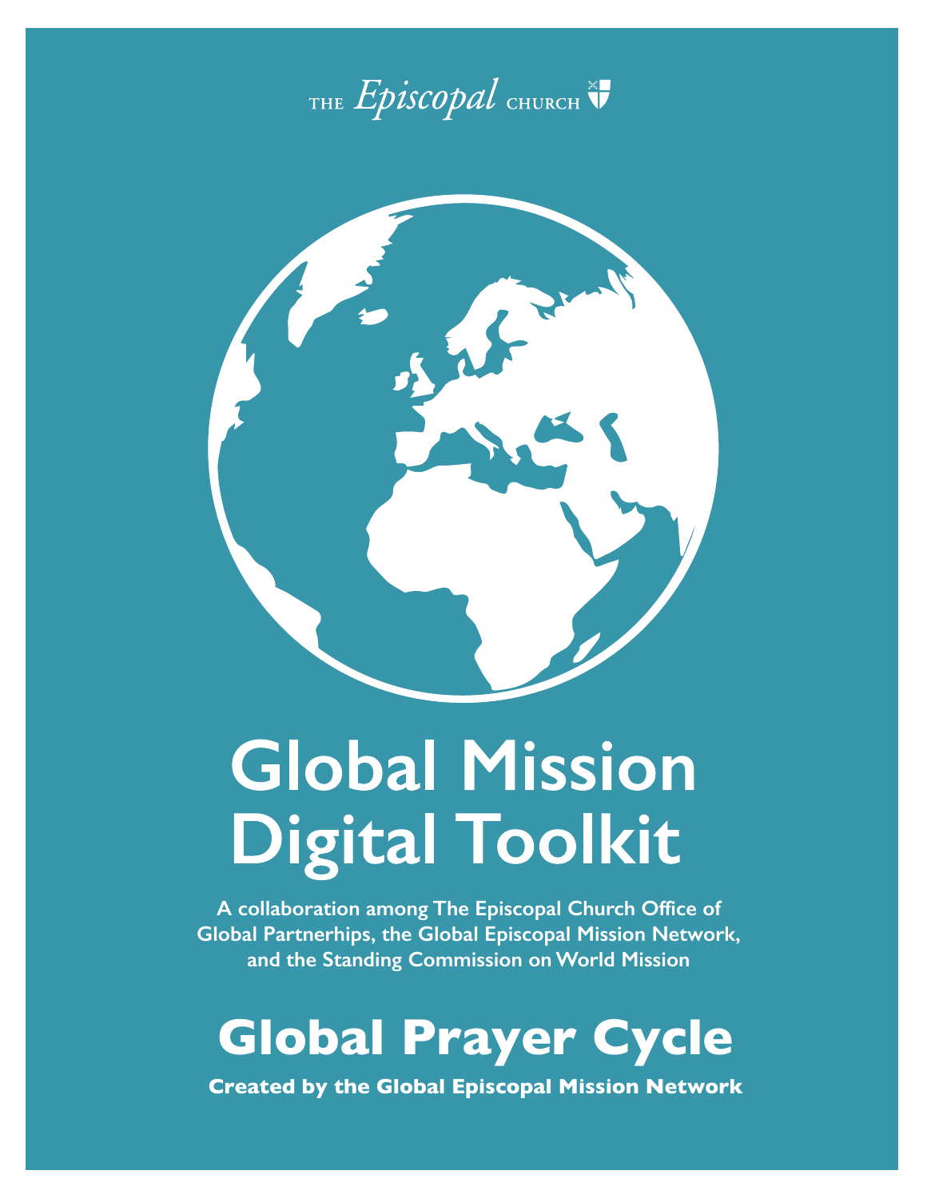THE *Episcopal* CHURCH

# Global Mission Digital Toolkit

**A collaboration among The Episcopal Church Office of Global Partnerhips, the Global Episcopal Mission Network, and the Standing Commission on World Mission**

# Global Prayer Cycle

**Created by the Global Episcopal Mission Network**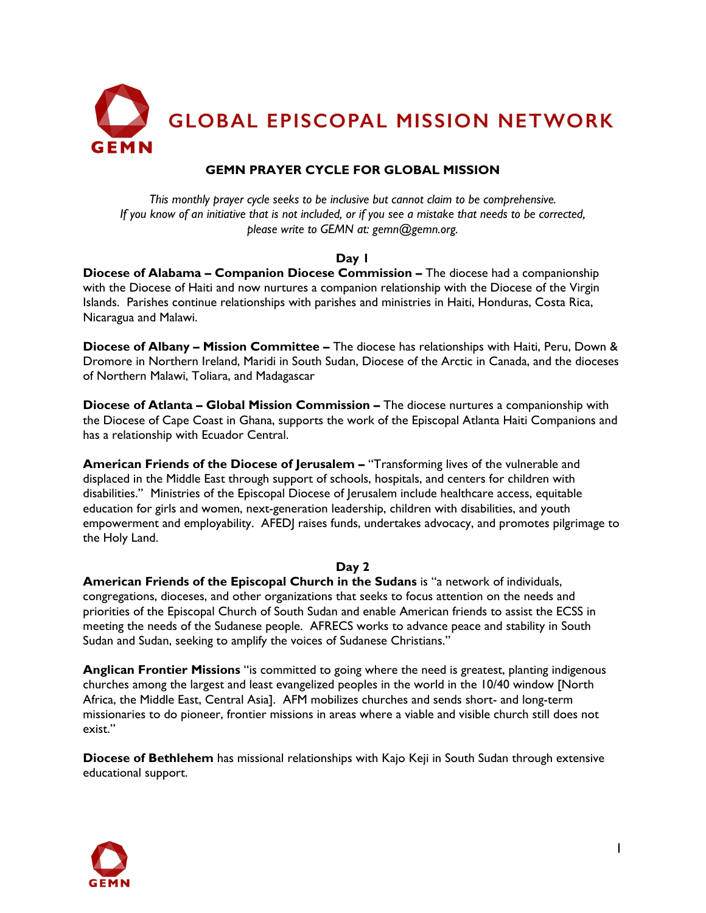# GLOBAL EPISCOPAL MISSION NETWORK

## GEMN PRAYER CYCLE FOR GLOBAL MISSION

*This monthly prayer cycle seeks to be inclusive but cannot claim to be comprehensive.*
*If you know of an initiative that is not included, or if you see a mistake that needs to be corrected, please write to GEMN at: gemn@gemn.org.*

### Day 1

**Diocese of Alabama – Companion Diocese Commission –** The diocese had a companionship with the Diocese of Haiti and now nurtures a companion relationship with the Diocese of the Virgin Islands. Parishes continue relationships with parishes and ministries in Haiti, Honduras, Costa Rica, Nicaragua and Malawi.

**Diocese of Albany – Mission Committee –** The diocese has relationships with Haiti, Peru, Down & Dromore in Northern Ireland, Maridi in South Sudan, Diocese of the Arctic in Canada, and the dioceses of Northern Malawi, Toliara, and Madagascar

**Diocese of Atlanta – Global Mission Commission –** The diocese nurtures a companionship with the Diocese of Cape Coast in Ghana, supports the work of the Episcopal Atlanta Haiti Companions and has a relationship with Ecuador Central.

**American Friends of the Diocese of Jerusalem –** "Transforming lives of the vulnerable and displaced in the Middle East through support of schools, hospitals, and centers for children with disabilities." Ministries of the Episcopal Diocese of Jerusalem include healthcare access, equitable education for girls and women, next-generation leadership, children with disabilities, and youth empowerment and employability. AFEDJ raises funds, undertakes advocacy, and promotes pilgrimage to the Holy Land.

### Day 2

**American Friends of the Episcopal Church in the Sudans** is "a network of individuals, congregations, dioceses, and other organizations that seeks to focus attention on the needs and priorities of the Episcopal Church of South Sudan and enable American friends to assist the ECSS in meeting the needs of the Sudanese people. AFRECS works to advance peace and stability in South Sudan and Sudan, seeking to amplify the voices of Sudanese Christians."

**Anglican Frontier Missions** "is committed to going where the need is greatest, planting indigenous churches among the largest and least evangelized peoples in the world in the 10/40 window [North Africa, the Middle East, Central Asia]. AFM mobilizes churches and sends short- and long-term missionaries to do pioneer, frontier missions in areas where a viable and visible church still does not exist."

**Diocese of Bethlehem** has missional relationships with Kajo Keji in South Sudan through extensive educational support.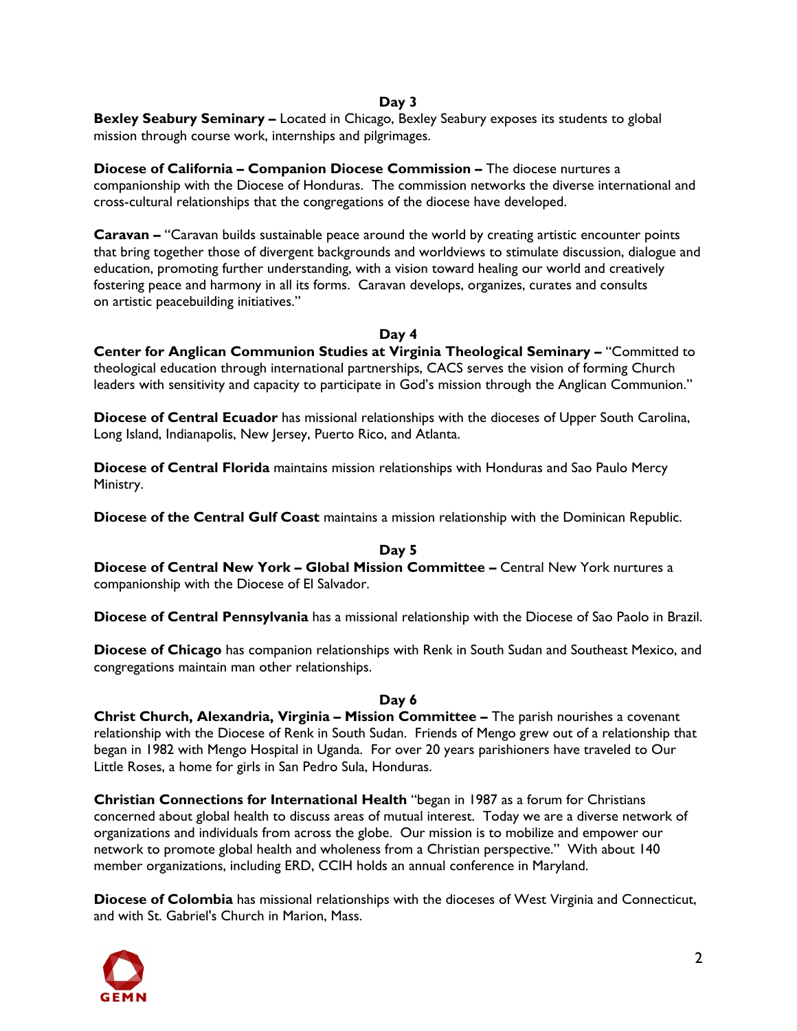## Day 3

**Bexley Seabury Seminary –** Located in Chicago, Bexley Seabury exposes its students to global mission through course work, internships and pilgrimages.

**Diocese of California – Companion Diocese Commission –** The diocese nurtures a companionship with the Diocese of Honduras. The commission networks the diverse international and cross-cultural relationships that the congregations of the diocese have developed.

**Caravan –** "Caravan builds sustainable peace around the world by creating artistic encounter points that bring together those of divergent backgrounds and worldviews to stimulate discussion, dialogue and education, promoting further understanding, with a vision toward healing our world and creatively fostering peace and harmony in all its forms. Caravan develops, organizes, curates and consults on artistic peacebuilding initiatives."

## Day 4

**Center for Anglican Communion Studies at Virginia Theological Seminary –** "Committed to theological education through international partnerships, CACS serves the vision of forming Church leaders with sensitivity and capacity to participate in God's mission through the Anglican Communion."

**Diocese of Central Ecuador** has missional relationships with the dioceses of Upper South Carolina, Long Island, Indianapolis, New Jersey, Puerto Rico, and Atlanta.

**Diocese of Central Florida** maintains mission relationships with Honduras and Sao Paulo Mercy Ministry.

**Diocese of the Central Gulf Coast** maintains a mission relationship with the Dominican Republic.

## Day 5

**Diocese of Central New York – Global Mission Committee –** Central New York nurtures a companionship with the Diocese of El Salvador.

**Diocese of Central Pennsylvania** has a missional relationship with the Diocese of Sao Paolo in Brazil.

**Diocese of Chicago** has companion relationships with Renk in South Sudan and Southeast Mexico, and congregations maintain man other relationships.

## Day 6

**Christ Church, Alexandria, Virginia – Mission Committee –** The parish nourishes a covenant relationship with the Diocese of Renk in South Sudan. Friends of Mengo grew out of a relationship that began in 1982 with Mengo Hospital in Uganda. For over 20 years parishioners have traveled to Our Little Roses, a home for girls in San Pedro Sula, Honduras.

**Christian Connections for International Health** "began in 1987 as a forum for Christians concerned about global health to discuss areas of mutual interest. Today we are a diverse network of organizations and individuals from across the globe. Our mission is to mobilize and empower our network to promote global health and wholeness from a Christian perspective." With about 140 member organizations, including ERD, CCIH holds an annual conference in Maryland.

**Diocese of Colombia** has missional relationships with the dioceses of West Virginia and Connecticut, and with St. Gabriel's Church in Marion, Mass.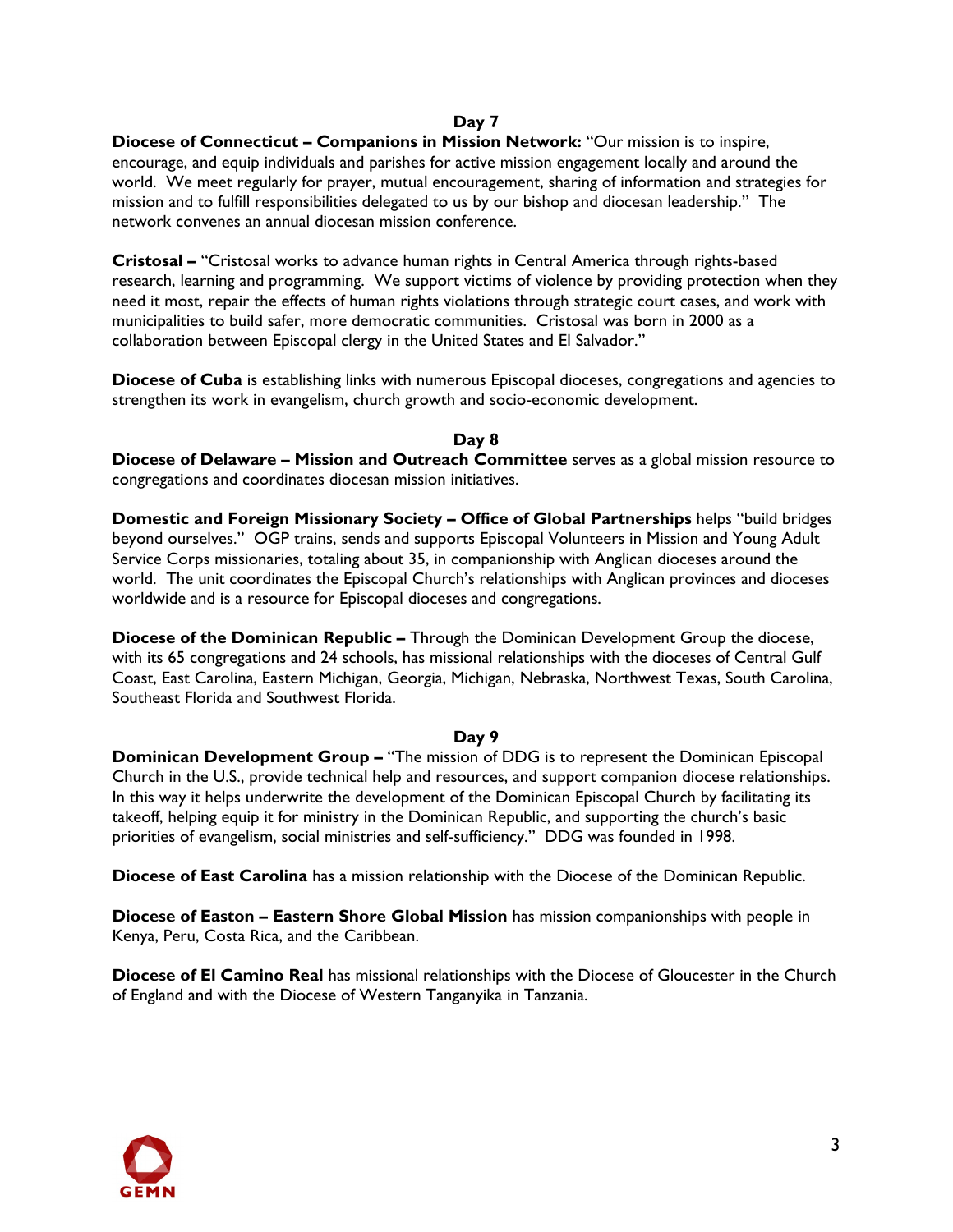## Day 7

**Diocese of Connecticut – Companions in Mission Network:** "Our mission is to inspire, encourage, and equip individuals and parishes for active mission engagement locally and around the world. We meet regularly for prayer, mutual encouragement, sharing of information and strategies for mission and to fulfill responsibilities delegated to us by our bishop and diocesan leadership." The network convenes an annual diocesan mission conference.

**Cristosal –** "Cristosal works to advance human rights in Central America through rights-based research, learning and programming. We support victims of violence by providing protection when they need it most, repair the effects of human rights violations through strategic court cases, and work with municipalities to build safer, more democratic communities. Cristosal was born in 2000 as a collaboration between Episcopal clergy in the United States and El Salvador."

**Diocese of Cuba** is establishing links with numerous Episcopal dioceses, congregations and agencies to strengthen its work in evangelism, church growth and socio-economic development.

## Day 8

**Diocese of Delaware – Mission and Outreach Committee** serves as a global mission resource to congregations and coordinates diocesan mission initiatives.

**Domestic and Foreign Missionary Society – Office of Global Partnerships** helps "build bridges beyond ourselves." OGP trains, sends and supports Episcopal Volunteers in Mission and Young Adult Service Corps missionaries, totaling about 35, in companionship with Anglican dioceses around the world. The unit coordinates the Episcopal Church's relationships with Anglican provinces and dioceses worldwide and is a resource for Episcopal dioceses and congregations.

**Diocese of the Dominican Republic –** Through the Dominican Development Group the diocese, with its 65 congregations and 24 schools, has missional relationships with the dioceses of Central Gulf Coast, East Carolina, Eastern Michigan, Georgia, Michigan, Nebraska, Northwest Texas, South Carolina, Southeast Florida and Southwest Florida.

## Day 9

**Dominican Development Group –** "The mission of DDG is to represent the Dominican Episcopal Church in the U.S., provide technical help and resources, and support companion diocese relationships. In this way it helps underwrite the development of the Dominican Episcopal Church by facilitating its takeoff, helping equip it for ministry in the Dominican Republic, and supporting the church's basic priorities of evangelism, social ministries and self-sufficiency." DDG was founded in 1998.

**Diocese of East Carolina** has a mission relationship with the Diocese of the Dominican Republic.

**Diocese of Easton – Eastern Shore Global Mission** has mission companionships with people in Kenya, Peru, Costa Rica, and the Caribbean.

**Diocese of El Camino Real** has missional relationships with the Diocese of Gloucester in the Church of England and with the Diocese of Western Tanganyika in Tanzania.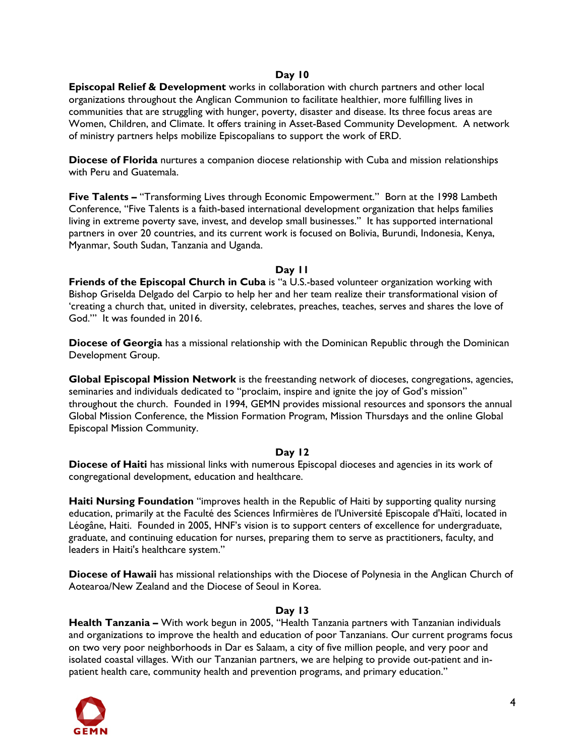### Day 10

**Episcopal Relief & Development** works in collaboration with church partners and other local organizations throughout the Anglican Communion to facilitate healthier, more fulfilling lives in communities that are struggling with hunger, poverty, disaster and disease. Its three focus areas are Women, Children, and Climate. It offers training in Asset-Based Community Development. A network of ministry partners helps mobilize Episcopalians to support the work of ERD.

**Diocese of Florida** nurtures a companion diocese relationship with Cuba and mission relationships with Peru and Guatemala.

**Five Talents –** "Transforming Lives through Economic Empowerment." Born at the 1998 Lambeth Conference, "Five Talents is a faith-based international development organization that helps families living in extreme poverty save, invest, and develop small businesses." It has supported international partners in over 20 countries, and its current work is focused on Bolivia, Burundi, Indonesia, Kenya, Myanmar, South Sudan, Tanzania and Uganda.

### Day 11

**Friends of the Episcopal Church in Cuba** is "a U.S.-based volunteer organization working with Bishop Griselda Delgado del Carpio to help her and her team realize their transformational vision of 'creating a church that, united in diversity, celebrates, preaches, teaches, serves and shares the love of God.'" It was founded in 2016.

**Diocese of Georgia** has a missional relationship with the Dominican Republic through the Dominican Development Group.

**Global Episcopal Mission Network** is the freestanding network of dioceses, congregations, agencies, seminaries and individuals dedicated to "proclaim, inspire and ignite the joy of God's mission" throughout the church. Founded in 1994, GEMN provides missional resources and sponsors the annual Global Mission Conference, the Mission Formation Program, Mission Thursdays and the online Global Episcopal Mission Community.

### Day 12

**Diocese of Haiti** has missional links with numerous Episcopal dioceses and agencies in its work of congregational development, education and healthcare.

**Haiti Nursing Foundation** "improves health in the Republic of Haiti by supporting quality nursing education, primarily at the Faculté des Sciences Infirmières de l'Université Episcopale d'Haïti, located in Léogâne, Haiti. Founded in 2005, HNF's vision is to support centers of excellence for undergraduate, graduate, and continuing education for nurses, preparing them to serve as practitioners, faculty, and leaders in Haiti's healthcare system."

**Diocese of Hawaii** has missional relationships with the Diocese of Polynesia in the Anglican Church of Aotearoa/New Zealand and the Diocese of Seoul in Korea.

### Day 13

**Health Tanzania –** With work begun in 2005, "Health Tanzania partners with Tanzanian individuals and organizations to improve the health and education of poor Tanzanians. Our current programs focus on two very poor neighborhoods in Dar es Salaam, a city of five million people, and very poor and isolated coastal villages. With our Tanzanian partners, we are helping to provide out-patient and in-patient health care, community health and prevention programs, and primary education."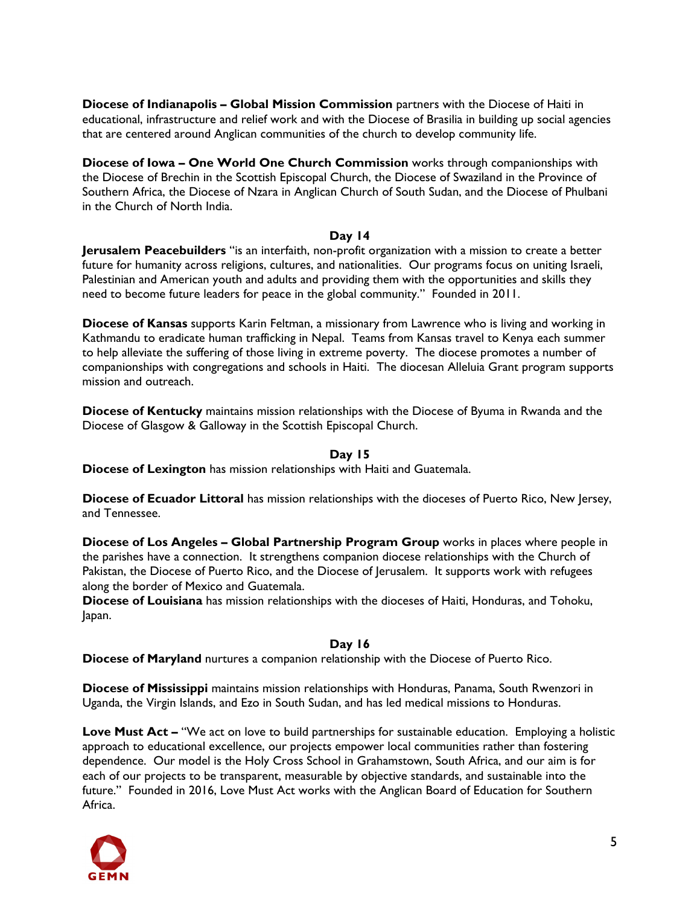**Diocese of Indianapolis – Global Mission Commission** partners with the Diocese of Haiti in educational, infrastructure and relief work and with the Diocese of Brasilia in building up social agencies that are centered around Anglican communities of the church to develop community life.

**Diocese of Iowa – One World One Church Commission** works through companionships with the Diocese of Brechin in the Scottish Episcopal Church, the Diocese of Swaziland in the Province of Southern Africa, the Diocese of Nzara in Anglican Church of South Sudan, and the Diocese of Phulbani in the Church of North India.

**Day 14**

**Jerusalem Peacebuilders** "is an interfaith, non-profit organization with a mission to create a better future for humanity across religions, cultures, and nationalities. Our programs focus on uniting Israeli, Palestinian and American youth and adults and providing them with the opportunities and skills they need to become future leaders for peace in the global community." Founded in 2011.

**Diocese of Kansas** supports Karin Feltman, a missionary from Lawrence who is living and working in Kathmandu to eradicate human trafficking in Nepal. Teams from Kansas travel to Kenya each summer to help alleviate the suffering of those living in extreme poverty. The diocese promotes a number of companionships with congregations and schools in Haiti. The diocesan Alleluia Grant program supports mission and outreach.

**Diocese of Kentucky** maintains mission relationships with the Diocese of Byuma in Rwanda and the Diocese of Glasgow & Galloway in the Scottish Episcopal Church.

**Day 15**

**Diocese of Lexington** has mission relationships with Haiti and Guatemala.

**Diocese of Ecuador Littoral** has mission relationships with the dioceses of Puerto Rico, New Jersey, and Tennessee.

**Diocese of Los Angeles – Global Partnership Program Group** works in places where people in the parishes have a connection. It strengthens companion diocese relationships with the Church of Pakistan, the Diocese of Puerto Rico, and the Diocese of Jerusalem. It supports work with refugees along the border of Mexico and Guatemala.

**Diocese of Louisiana** has mission relationships with the dioceses of Haiti, Honduras, and Tohoku, Japan.

**Day 16**

**Diocese of Maryland** nurtures a companion relationship with the Diocese of Puerto Rico.

**Diocese of Mississippi** maintains mission relationships with Honduras, Panama, South Rwenzori in Uganda, the Virgin Islands, and Ezo in South Sudan, and has led medical missions to Honduras.

**Love Must Act –** "We act on love to build partnerships for sustainable education. Employing a holistic approach to educational excellence, our projects empower local communities rather than fostering dependence. Our model is the Holy Cross School in Grahamstown, South Africa, and our aim is for each of our projects to be transparent, measurable by objective standards, and sustainable into the future." Founded in 2016, Love Must Act works with the Anglican Board of Education for Southern Africa.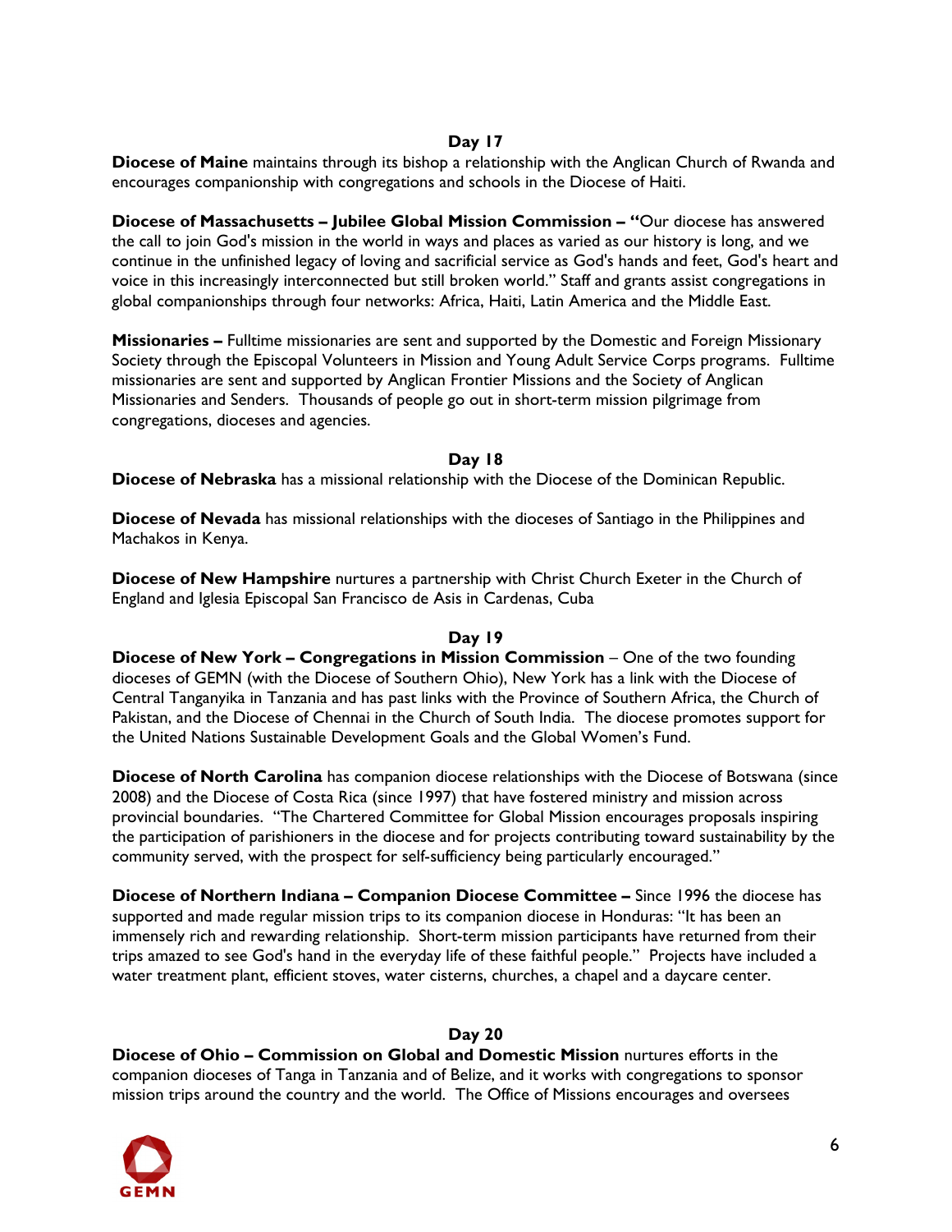## Day 17

**Diocese of Maine** maintains through its bishop a relationship with the Anglican Church of Rwanda and encourages companionship with congregations and schools in the Diocese of Haiti.

**Diocese of Massachusetts – Jubilee Global Mission Commission – "**Our diocese has answered the call to join God's mission in the world in ways and places as varied as our history is long, and we continue in the unfinished legacy of loving and sacrificial service as God's hands and feet, God's heart and voice in this increasingly interconnected but still broken world." Staff and grants assist congregations in global companionships through four networks: Africa, Haiti, Latin America and the Middle East.

**Missionaries –** Fulltime missionaries are sent and supported by the Domestic and Foreign Missionary Society through the Episcopal Volunteers in Mission and Young Adult Service Corps programs. Fulltime missionaries are sent and supported by Anglican Frontier Missions and the Society of Anglican Missionaries and Senders. Thousands of people go out in short-term mission pilgrimage from congregations, dioceses and agencies.

## Day 18

**Diocese of Nebraska** has a missional relationship with the Diocese of the Dominican Republic.

**Diocese of Nevada** has missional relationships with the dioceses of Santiago in the Philippines and Machakos in Kenya.

**Diocese of New Hampshire** nurtures a partnership with Christ Church Exeter in the Church of England and Iglesia Episcopal San Francisco de Asis in Cardenas, Cuba

## Day 19

**Diocese of New York – Congregations in Mission Commission** – One of the two founding dioceses of GEMN (with the Diocese of Southern Ohio), New York has a link with the Diocese of Central Tanganyika in Tanzania and has past links with the Province of Southern Africa, the Church of Pakistan, and the Diocese of Chennai in the Church of South India. The diocese promotes support for the United Nations Sustainable Development Goals and the Global Women's Fund.

**Diocese of North Carolina** has companion diocese relationships with the Diocese of Botswana (since 2008) and the Diocese of Costa Rica (since 1997) that have fostered ministry and mission across provincial boundaries. "The Chartered Committee for Global Mission encourages proposals inspiring the participation of parishioners in the diocese and for projects contributing toward sustainability by the community served, with the prospect for self-sufficiency being particularly encouraged."

**Diocese of Northern Indiana – Companion Diocese Committee –** Since 1996 the diocese has supported and made regular mission trips to its companion diocese in Honduras: "It has been an immensely rich and rewarding relationship. Short-term mission participants have returned from their trips amazed to see God's hand in the everyday life of these faithful people." Projects have included a water treatment plant, efficient stoves, water cisterns, churches, a chapel and a daycare center.

## Day 20

**Diocese of Ohio – Commission on Global and Domestic Mission** nurtures efforts in the companion dioceses of Tanga in Tanzania and of Belize, and it works with congregations to sponsor mission trips around the country and the world. The Office of Missions encourages and oversees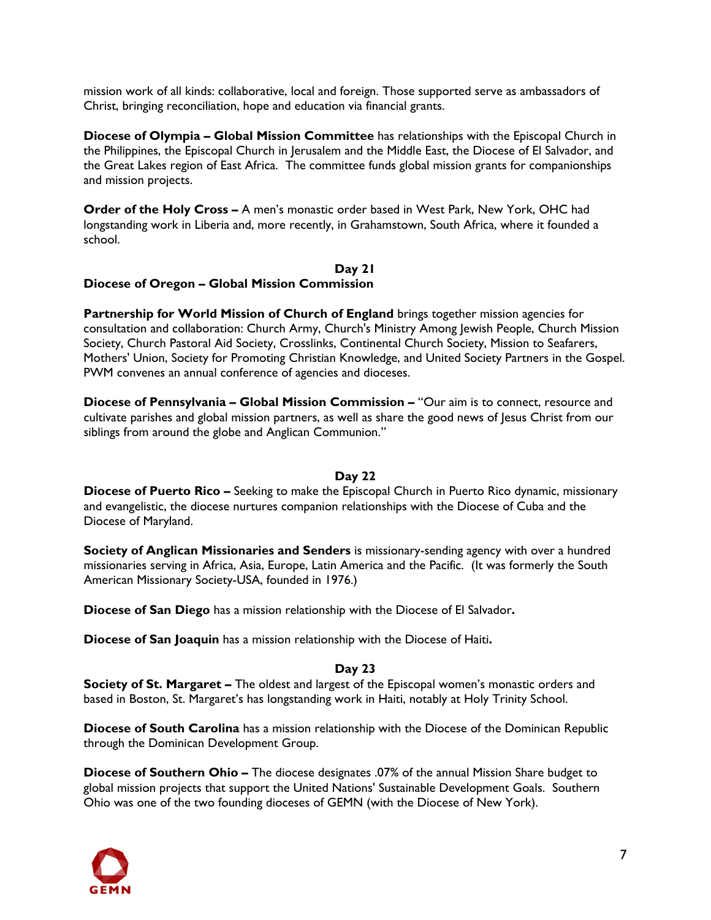mission work of all kinds: collaborative, local and foreign. Those supported serve as ambassadors of Christ, bringing reconciliation, hope and education via financial grants.

**Diocese of Olympia – Global Mission Committee** has relationships with the Episcopal Church in the Philippines, the Episcopal Church in Jerusalem and the Middle East, the Diocese of El Salvador, and the Great Lakes region of East Africa. The committee funds global mission grants for companionships and mission projects.

**Order of the Holy Cross –** A men's monastic order based in West Park, New York, OHC had longstanding work in Liberia and, more recently, in Grahamstown, South Africa, where it founded a school.

**Day 21**

**Diocese of Oregon – Global Mission Commission**

**Partnership for World Mission of Church of England** brings together mission agencies for consultation and collaboration: Church Army, Church's Ministry Among Jewish People, Church Mission Society, Church Pastoral Aid Society, Crosslinks, Continental Church Society, Mission to Seafarers, Mothers' Union, Society for Promoting Christian Knowledge, and United Society Partners in the Gospel. PWM convenes an annual conference of agencies and dioceses.

**Diocese of Pennsylvania – Global Mission Commission –** "Our aim is to connect, resource and cultivate parishes and global mission partners, as well as share the good news of Jesus Christ from our siblings from around the globe and Anglican Communion."

**Day 22**

**Diocese of Puerto Rico –** Seeking to make the Episcopal Church in Puerto Rico dynamic, missionary and evangelistic, the diocese nurtures companion relationships with the Diocese of Cuba and the Diocese of Maryland.

**Society of Anglican Missionaries and Senders** is missionary-sending agency with over a hundred missionaries serving in Africa, Asia, Europe, Latin America and the Pacific. (It was formerly the South American Missionary Society-USA, founded in 1976.)

**Diocese of San Diego** has a mission relationship with the Diocese of El Salvador**.**

**Diocese of San Joaquin** has a mission relationship with the Diocese of Haiti**.**

**Day 23**

**Society of St. Margaret –** The oldest and largest of the Episcopal women's monastic orders and based in Boston, St. Margaret's has longstanding work in Haiti, notably at Holy Trinity School.

**Diocese of South Carolina** has a mission relationship with the Diocese of the Dominican Republic through the Dominican Development Group.

**Diocese of Southern Ohio –** The diocese designates .07% of the annual Mission Share budget to global mission projects that support the United Nations' Sustainable Development Goals. Southern Ohio was one of the two founding dioceses of GEMN (with the Diocese of New York).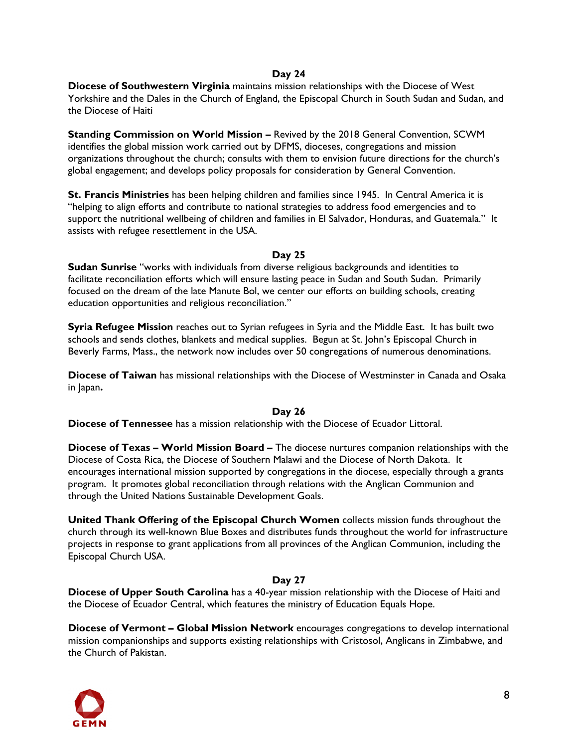## Day 24

**Diocese of Southwestern Virginia** maintains mission relationships with the Diocese of West Yorkshire and the Dales in the Church of England, the Episcopal Church in South Sudan and Sudan, and the Diocese of Haiti

**Standing Commission on World Mission –** Revived by the 2018 General Convention, SCWM identifies the global mission work carried out by DFMS, dioceses, congregations and mission organizations throughout the church; consults with them to envision future directions for the church's global engagement; and develops policy proposals for consideration by General Convention.

**St. Francis Ministries** has been helping children and families since 1945. In Central America it is "helping to align efforts and contribute to national strategies to address food emergencies and to support the nutritional wellbeing of children and families in El Salvador, Honduras, and Guatemala." It assists with refugee resettlement in the USA.

## Day 25

**Sudan Sunrise** "works with individuals from diverse religious backgrounds and identities to facilitate reconciliation efforts which will ensure lasting peace in Sudan and South Sudan. Primarily focused on the dream of the late Manute Bol, we center our efforts on building schools, creating education opportunities and religious reconciliation."

**Syria Refugee Mission** reaches out to Syrian refugees in Syria and the Middle East. It has built two schools and sends clothes, blankets and medical supplies. Begun at St. John's Episcopal Church in Beverly Farms, Mass., the network now includes over 50 congregations of numerous denominations.

**Diocese of Taiwan** has missional relationships with the Diocese of Westminster in Canada and Osaka in Japan**.**

## Day 26

**Diocese of Tennessee** has a mission relationship with the Diocese of Ecuador Littoral.

**Diocese of Texas – World Mission Board –** The diocese nurtures companion relationships with the Diocese of Costa Rica, the Diocese of Southern Malawi and the Diocese of North Dakota. It encourages international mission supported by congregations in the diocese, especially through a grants program. It promotes global reconciliation through relations with the Anglican Communion and through the United Nations Sustainable Development Goals.

**United Thank Offering of the Episcopal Church Women** collects mission funds throughout the church through its well-known Blue Boxes and distributes funds throughout the world for infrastructure projects in response to grant applications from all provinces of the Anglican Communion, including the Episcopal Church USA.

## Day 27

**Diocese of Upper South Carolina** has a 40-year mission relationship with the Diocese of Haiti and the Diocese of Ecuador Central, which features the ministry of Education Equals Hope.

**Diocese of Vermont – Global Mission Network** encourages congregations to develop international mission companionships and supports existing relationships with Cristosol, Anglicans in Zimbabwe, and the Church of Pakistan.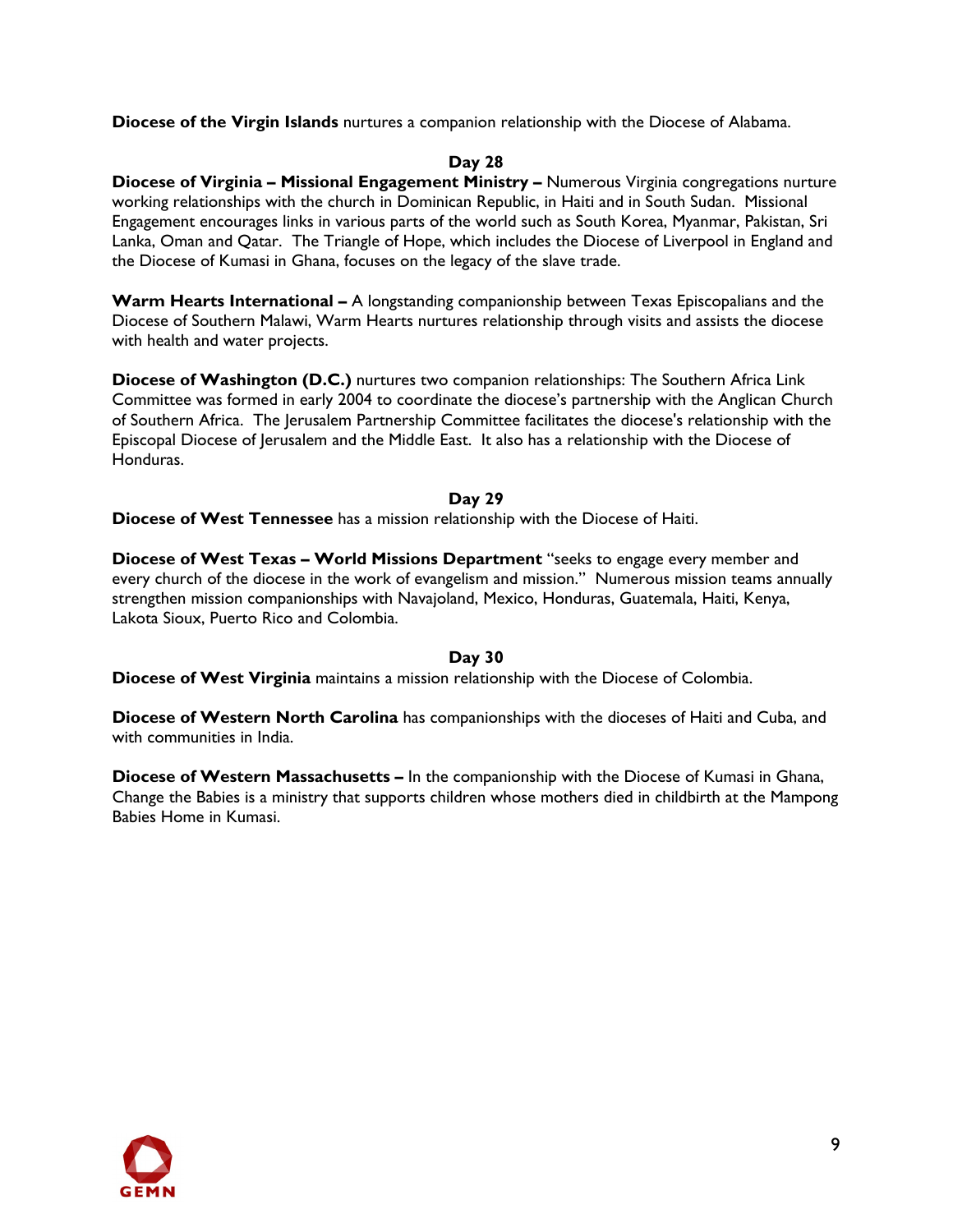**Diocese of the Virgin Islands** nurtures a companion relationship with the Diocese of Alabama.

### Day 28

**Diocese of Virginia – Missional Engagement Ministry –** Numerous Virginia congregations nurture working relationships with the church in Dominican Republic, in Haiti and in South Sudan. Missional Engagement encourages links in various parts of the world such as South Korea, Myanmar, Pakistan, Sri Lanka, Oman and Qatar. The Triangle of Hope, which includes the Diocese of Liverpool in England and the Diocese of Kumasi in Ghana, focuses on the legacy of the slave trade.

**Warm Hearts International –** A longstanding companionship between Texas Episcopalians and the Diocese of Southern Malawi, Warm Hearts nurtures relationship through visits and assists the diocese with health and water projects.

**Diocese of Washington (D.C.)** nurtures two companion relationships: The Southern Africa Link Committee was formed in early 2004 to coordinate the diocese's partnership with the Anglican Church of Southern Africa. The Jerusalem Partnership Committee facilitates the diocese's relationship with the Episcopal Diocese of Jerusalem and the Middle East. It also has a relationship with the Diocese of Honduras.

### Day 29

**Diocese of West Tennessee** has a mission relationship with the Diocese of Haiti.

**Diocese of West Texas – World Missions Department** "seeks to engage every member and every church of the diocese in the work of evangelism and mission." Numerous mission teams annually strengthen mission companionships with Navajoland, Mexico, Honduras, Guatemala, Haiti, Kenya, Lakota Sioux, Puerto Rico and Colombia.

### Day 30

**Diocese of West Virginia** maintains a mission relationship with the Diocese of Colombia.

**Diocese of Western North Carolina** has companionships with the dioceses of Haiti and Cuba, and with communities in India.

**Diocese of Western Massachusetts –** In the companionship with the Diocese of Kumasi in Ghana, Change the Babies is a ministry that supports children whose mothers died in childbirth at the Mampong Babies Home in Kumasi.